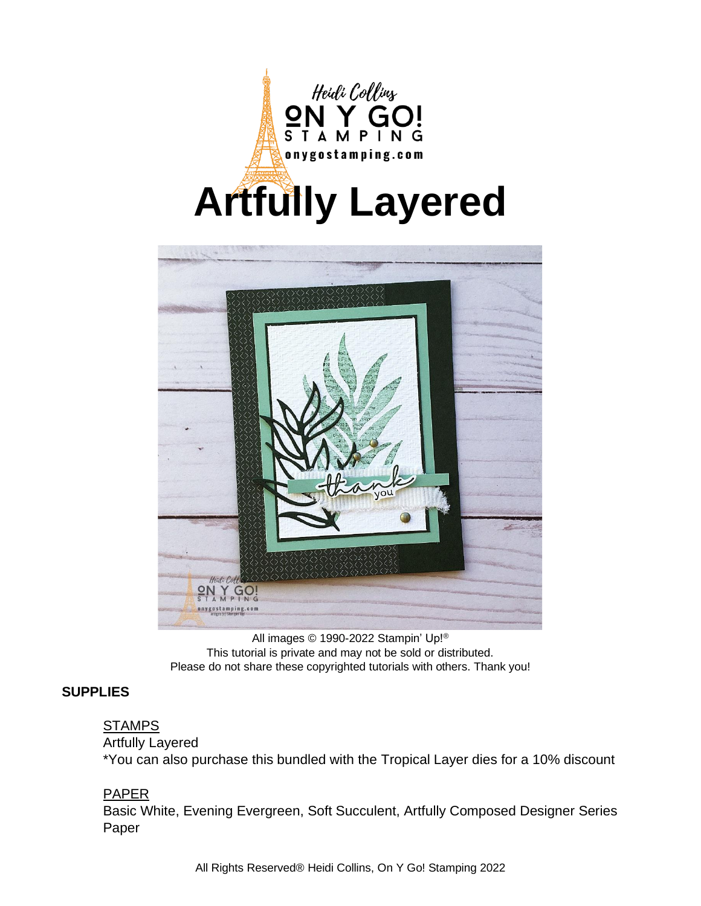Heidi Collins
ON Y GO!
STAMPING
onygostamping.com

# Artfully Layered

All images © 1990-2022 Stampin' Up!®
This tutorial is private and may not be sold or distributed.
Please do not share these copyrighted tutorials with others. Thank you!

## SUPPLIES

STAMPS
Artfully Layered
*You can also purchase this bundled with the Tropical Layer dies for a 10% discount

PAPER
Basic White, Evening Evergreen, Soft Succulent, Artfully Composed Designer Series Paper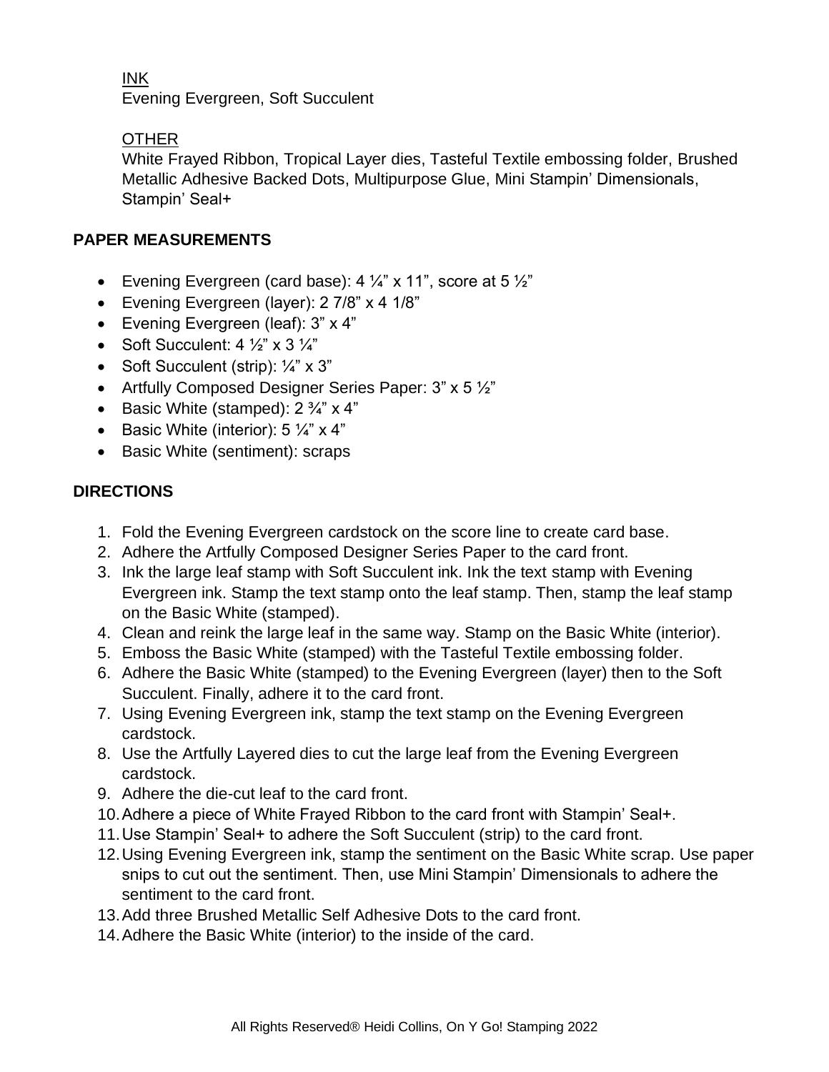<u>INK</u>
Evening Evergreen, Soft Succulent

<u>OTHER</u>
White Frayed Ribbon, Tropical Layer dies, Tasteful Textile embossing folder, Brushed Metallic Adhesive Backed Dots, Multipurpose Glue, Mini Stampin' Dimensionals, Stampin' Seal+

**PAPER MEASUREMENTS**

- Evening Evergreen (card base): 4 ¼" x 11", score at 5 ½"
- Evening Evergreen (layer): 2 7/8" x 4 1/8"
- Evening Evergreen (leaf): 3" x 4"
- Soft Succulent: 4 ½" x 3 ¼"
- Soft Succulent (strip): ¼" x 3"
- Artfully Composed Designer Series Paper: 3" x 5 ½"
- Basic White (stamped): 2 ¾" x 4"
- Basic White (interior): 5 ¼" x 4"
- Basic White (sentiment): scraps

**DIRECTIONS**

1. Fold the Evening Evergreen cardstock on the score line to create card base.
2. Adhere the Artfully Composed Designer Series Paper to the card front.
3. Ink the large leaf stamp with Soft Succulent ink. Ink the text stamp with Evening Evergreen ink. Stamp the text stamp onto the leaf stamp. Then, stamp the leaf stamp on the Basic White (stamped).
4. Clean and reink the large leaf in the same way. Stamp on the Basic White (interior).
5. Emboss the Basic White (stamped) with the Tasteful Textile embossing folder.
6. Adhere the Basic White (stamped) to the Evening Evergreen (layer) then to the Soft Succulent. Finally, adhere it to the card front.
7. Using Evening Evergreen ink, stamp the text stamp on the Evening Evergreen cardstock.
8. Use the Artfully Layered dies to cut the large leaf from the Evening Evergreen cardstock.
9. Adhere the die-cut leaf to the card front.
10. Adhere a piece of White Frayed Ribbon to the card front with Stampin' Seal+.
11. Use Stampin' Seal+ to adhere the Soft Succulent (strip) to the card front.
12. Using Evening Evergreen ink, stamp the sentiment on the Basic White scrap. Use paper snips to cut out the sentiment. Then, use Mini Stampin' Dimensionals to adhere the sentiment to the card front.
13. Add three Brushed Metallic Self Adhesive Dots to the card front.
14. Adhere the Basic White (interior) to the inside of the card.

All Rights Reserved® Heidi Collins, On Y Go! Stamping 2022